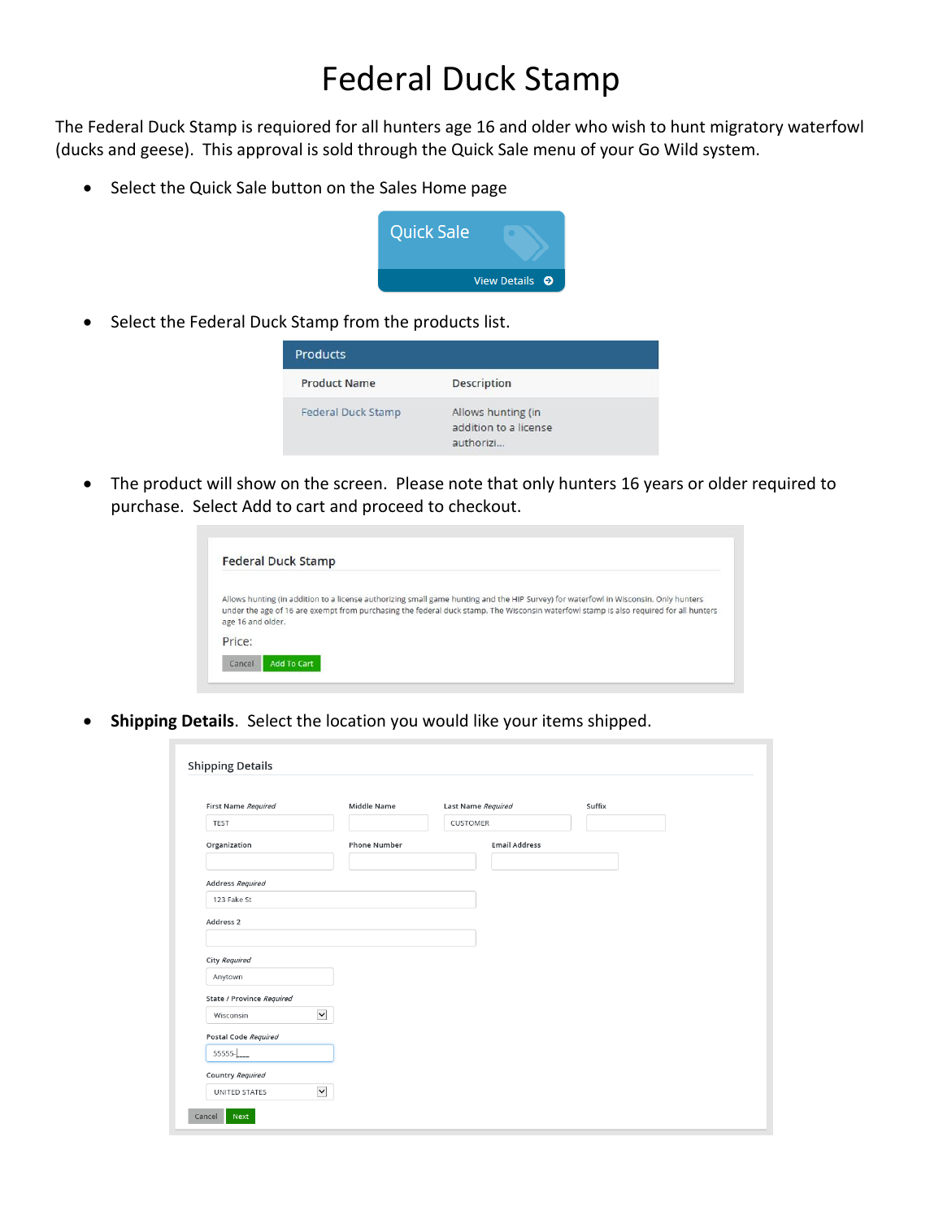# Federal Duck Stamp

The Federal Duck Stamp is requiored for all hunters age 16 and older who wish to hunt migratory waterfowl (ducks and geese). This approval is sold through the Quick Sale menu of your Go Wild system.

- Select the Quick Sale button on the Sales Home page

Quick Sale

View Details

- Select the Federal Duck Stamp from the products list.

| Product Name | Description |
| --- | --- |
| Federal Duck Stamp | Allows hunting (in addition to a license authorizi... |

- The product will show on the screen. Please note that only hunters 16 years or older required to purchase. Select Add to cart and proceed to checkout.

Federal Duck Stamp

Allows hunting (in addition to a license authorizing small game hunting and the HIP Survey) for waterfowl in Wisconsin. Only hunters under the age of 16 are exempt from purchasing the federal duck stamp. The Wisconsin waterfowl stamp is also required for all hunters age 16 and older.

Price:

Cancel Add To Cart

- **Shipping Details**. Select the location you would like your items shipped.

Shipping Details

First Name *Required*: TEST
Middle Name
Last Name *Required*: CUSTOMER
Suffix
Organization
Phone Number
Email Address
Address *Required*: 123 Fake St
Address 2
City *Required*: Anytown
State / Province *Required*: Wisconsin
Postal Code *Required*: 55555-____
Country *Required*: UNITED STATES

Cancel Next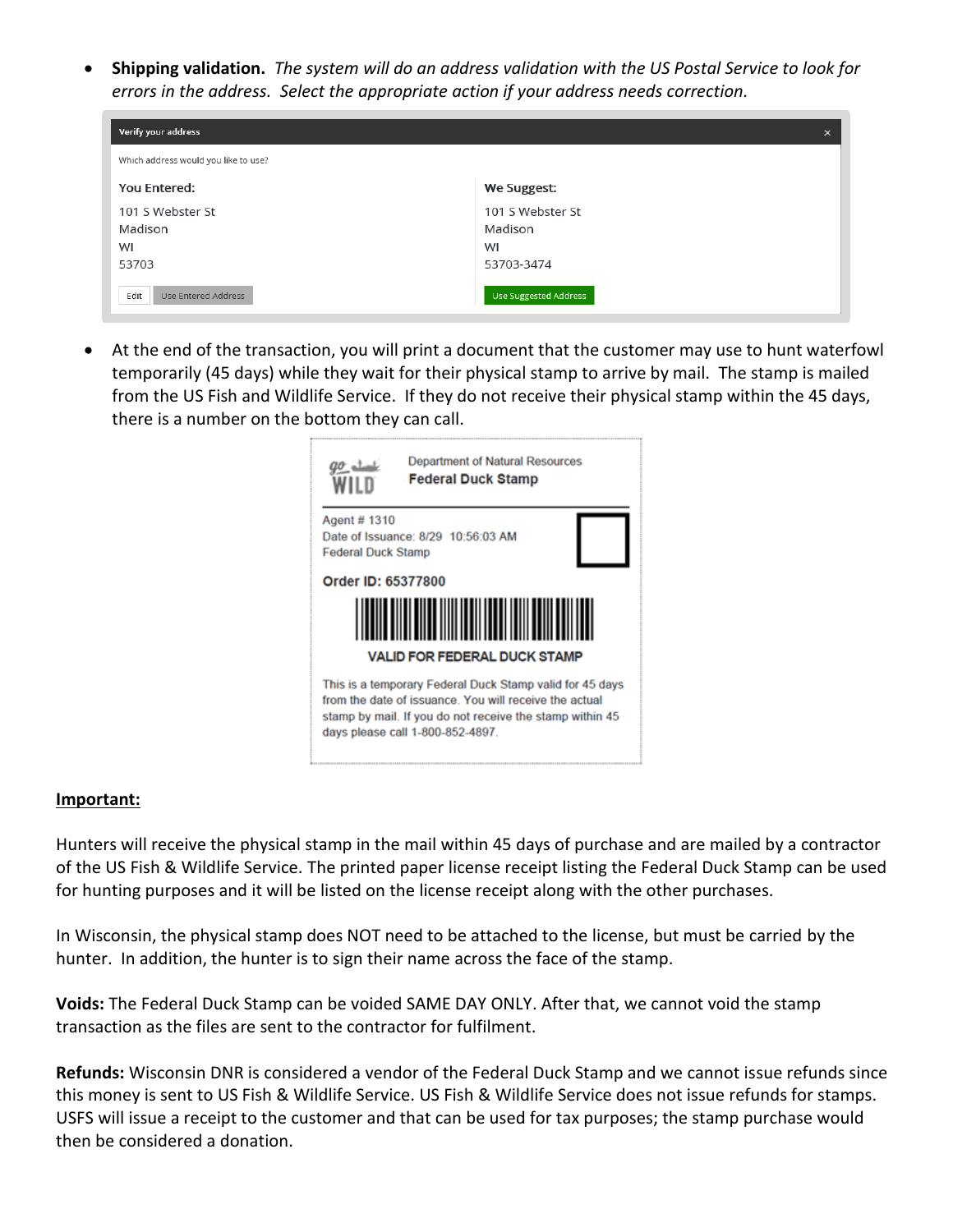- **Shipping validation.** *The system will do an address validation with the US Postal Service to look for errors in the address. Select the appropriate action if your address needs correction.*

Verify your address

Which address would you like to use?

| You Entered: | We Suggest: |
| --- | --- |
| 101 S Webster St | 101 S Webster St |
| Madison | Madison |
| WI | WI |
| 53703 | 53703-3474 |
| Edit / Use Entered Address | Use Suggested Address |

- At the end of the transaction, you will print a document that the customer may use to hunt waterfowl temporarily (45 days) while they wait for their physical stamp to arrive by mail. The stamp is mailed from the US Fish and Wildlife Service. If they do not receive their physical stamp within the 45 days, there is a number on the bottom they can call.

go WILD

Department of Natural Resources
**Federal Duck Stamp**

Agent # 1310
Date of Issuance: 8/29 10:56:03 AM
Federal Duck Stamp

**Order ID: 65377800**

**VALID FOR FEDERAL DUCK STAMP**

This is a temporary Federal Duck Stamp valid for 45 days from the date of issuance. You will receive the actual stamp by mail. If you do not receive the stamp within 45 days please call 1-800-852-4897.

**Important:**

Hunters will receive the physical stamp in the mail within 45 days of purchase and are mailed by a contractor of the US Fish & Wildlife Service. The printed paper license receipt listing the Federal Duck Stamp can be used for hunting purposes and it will be listed on the license receipt along with the other purchases.

In Wisconsin, the physical stamp does NOT need to be attached to the license, but must be carried by the hunter. In addition, the hunter is to sign their name across the face of the stamp.

**Voids:** The Federal Duck Stamp can be voided SAME DAY ONLY. After that, we cannot void the stamp transaction as the files are sent to the contractor for fulfilment.

**Refunds:** Wisconsin DNR is considered a vendor of the Federal Duck Stamp and we cannot issue refunds since this money is sent to US Fish & Wildlife Service. US Fish & Wildlife Service does not issue refunds for stamps. USFS will issue a receipt to the customer and that can be used for tax purposes; the stamp purchase would then be considered a donation.